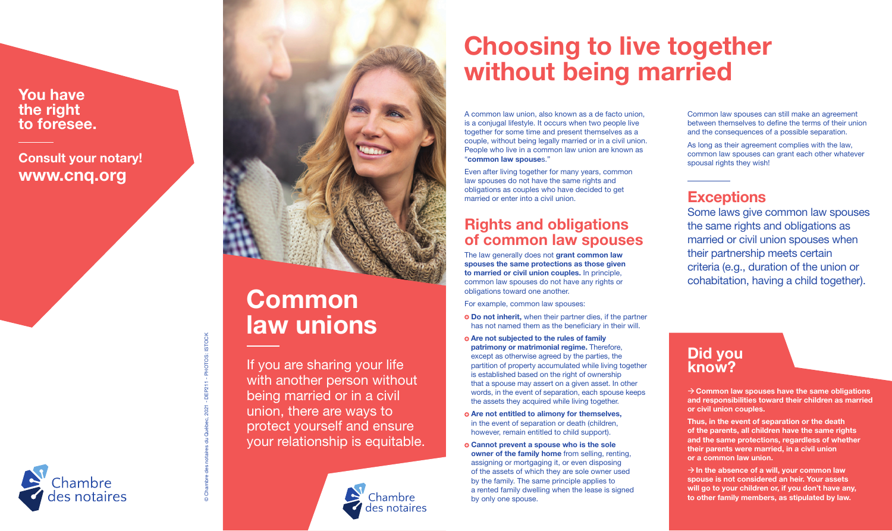**You have the right to foresee.**

**Consult your notary!**
**www.cnq.org**

Chambre des notaires

© Chambre des notaires du Québec, 2021 - DEP211 - PHOTOS: ISTOCK

# Common law unions

If you are sharing your life with another person without being married or in a civil union, there are ways to protect yourself and ensure your relationship is equitable.

Chambre des notaires

# Choosing to live together without being married

A common law union, also known as a de facto union, is a conjugal lifestyle. It occurs when two people live together for some time and present themselves as a couple, without being legally married or in a civil union. People who live in a common law union are known as "**common law spouses**."

Even after living together for many years, common law spouses do not have the same rights and obligations as couples who have decided to get married or enter into a civil union.

## Rights and obligations of common law spouses

The law generally does not **grant common law spouses the same protections as those given to married or civil union couples.** In principle, common law spouses do not have any rights or obligations toward one another.

For example, common law spouses:

- **Do not inherit,** when their partner dies, if the partner has not named them as the beneficiary in their will.
- **Are not subjected to the rules of family patrimony or matrimonial regime.** Therefore, except as otherwise agreed by the parties, the partition of property accumulated while living together is established based on the right of ownership that a spouse may assert on a given asset. In other words, in the event of separation, each spouse keeps the assets they acquired while living together.
- **Are not entitled to alimony for themselves,** in the event of separation or death (children, however, remain entitled to child support).
- **Cannot prevent a spouse who is the sole owner of the family home** from selling, renting, assigning or mortgaging it, or even disposing of the assets of which they are sole owner used by the family. The same principle applies to a rented family dwelling when the lease is signed by only one spouse.

Common law spouses can still make an agreement between themselves to define the terms of their union and the consequences of a possible separation.

As long as their agreement complies with the law, common law spouses can grant each other whatever spousal rights they wish!

## Exceptions

Some laws give common law spouses the same rights and obligations as married or civil union spouses when their partnership meets certain criteria (e.g., duration of the union or cohabitation, having a child together).

## Did you know?

→ **Common law spouses have the same obligations and responsibilities toward their children as married or civil union couples.**

**Thus, in the event of separation or the death of the parents, all children have the same rights and the same protections, regardless of whether their parents were married, in a civil union or a common law union.**

→ **In the absence of a will, your common law spouse is not considered an heir. Your assets will go to your children or, if you don't have any, to other family members, as stipulated by law.**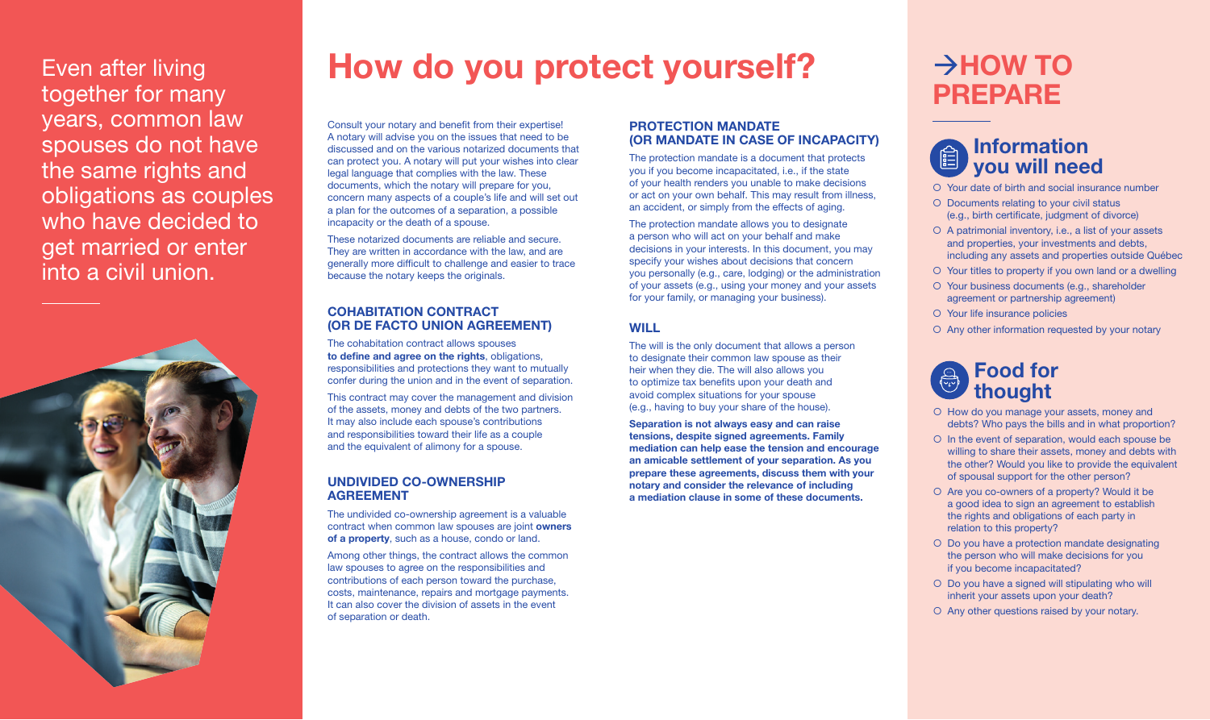Even after living together for many years, common law spouses do not have the same rights and obligations as couples who have decided to get married or enter into a civil union.

# How do you protect yourself?

Consult your notary and benefit from their expertise! A notary will advise you on the issues that need to be discussed and on the various notarized documents that can protect you. A notary will put your wishes into clear legal language that complies with the law. These documents, which the notary will prepare for you, concern many aspects of a couple's life and will set out a plan for the outcomes of a separation, a possible incapacity or the death of a spouse.

These notarized documents are reliable and secure. They are written in accordance with the law, and are generally more difficult to challenge and easier to trace because the notary keeps the originals.

### COHABITATION CONTRACT (OR DE FACTO UNION AGREEMENT)

The cohabitation contract allows spouses **to define and agree on the rights**, obligations, responsibilities and protections they want to mutually confer during the union and in the event of separation.

This contract may cover the management and division of the assets, money and debts of the two partners. It may also include each spouse's contributions and responsibilities toward their life as a couple and the equivalent of alimony for a spouse.

### UNDIVIDED CO-OWNERSHIP AGREEMENT

The undivided co-ownership agreement is a valuable contract when common law spouses are joint **owners of a property**, such as a house, condo or land.

Among other things, the contract allows the common law spouses to agree on the responsibilities and contributions of each person toward the purchase, costs, maintenance, repairs and mortgage payments. It can also cover the division of assets in the event of separation or death.

### PROTECTION MANDATE (OR MANDATE IN CASE OF INCAPACITY)

The protection mandate is a document that protects you if you become incapacitated, i.e., if the state of your health renders you unable to make decisions or act on your own behalf. This may result from illness, an accident, or simply from the effects of aging.

The protection mandate allows you to designate a person who will act on your behalf and make decisions in your interests. In this document, you may specify your wishes about decisions that concern you personally (e.g., care, lodging) or the administration of your assets (e.g., using your money and your assets for your family, or managing your business).

### WILL

The will is the only document that allows a person to designate their common law spouse as their heir when they die. The will also allows you to optimize tax benefits upon your death and avoid complex situations for your spouse (e.g., having to buy your share of the house).

**Separation is not always easy and can raise tensions, despite signed agreements. Family mediation can help ease the tension and encourage an amicable settlement of your separation. As you prepare these agreements, discuss them with your notary and consider the relevance of including a mediation clause in some of these documents.**

## →HOW TO PREPARE

### Information you will need

- Your date of birth and social insurance number
- Documents relating to your civil status (e.g., birth certificate, judgment of divorce)
- A patrimonial inventory, i.e., a list of your assets and properties, your investments and debts, including any assets and properties outside Québec
- Your titles to property if you own land or a dwelling
- Your business documents (e.g., shareholder agreement or partnership agreement)
- Your life insurance policies
- Any other information requested by your notary

### Food for thought

- How do you manage your assets, money and debts? Who pays the bills and in what proportion?
- In the event of separation, would each spouse be willing to share their assets, money and debts with the other? Would you like to provide the equivalent of spousal support for the other person?
- Are you co-owners of a property? Would it be a good idea to sign an agreement to establish the rights and obligations of each party in relation to this property?
- Do you have a protection mandate designating the person who will make decisions for you if you become incapacitated?
- Do you have a signed will stipulating who will inherit your assets upon your death?
- Any other questions raised by your notary.